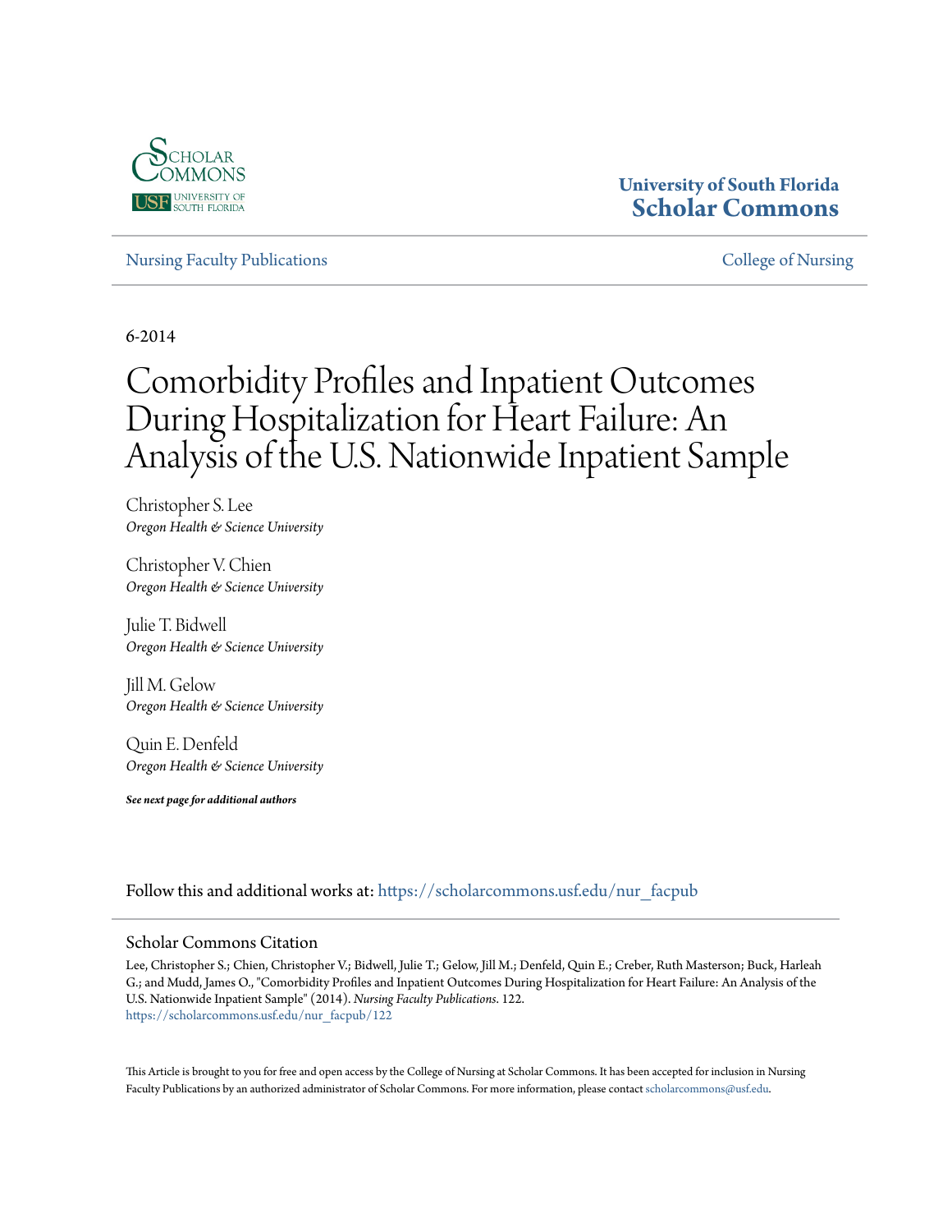University of South Florida
**Scholar Commons**

Nursing Faculty Publications | College of Nursing

6-2014

# Comorbidity Profiles and Inpatient Outcomes During Hospitalization for Heart Failure: An Analysis of the U.S. Nationwide Inpatient Sample

Christopher S. Lee
*Oregon Health & Science University*

Christopher V. Chien
*Oregon Health & Science University*

Julie T. Bidwell
*Oregon Health & Science University*

Jill M. Gelow
*Oregon Health & Science University*

Quin E. Denfeld
*Oregon Health & Science University*

***See next page for additional authors***

Follow this and additional works at: https://scholarcommons.usf.edu/nur_facpub

## Scholar Commons Citation

Lee, Christopher S.; Chien, Christopher V.; Bidwell, Julie T.; Gelow, Jill M.; Denfeld, Quin E.; Creber, Ruth Masterson; Buck, Harleah G.; and Mudd, James O., "Comorbidity Profiles and Inpatient Outcomes During Hospitalization for Heart Failure: An Analysis of the U.S. Nationwide Inpatient Sample" (2014). *Nursing Faculty Publications*. 122.
https://scholarcommons.usf.edu/nur_facpub/122

This Article is brought to you for free and open access by the College of Nursing at Scholar Commons. It has been accepted for inclusion in Nursing Faculty Publications by an authorized administrator of Scholar Commons. For more information, please contact scholarcommons@usf.edu.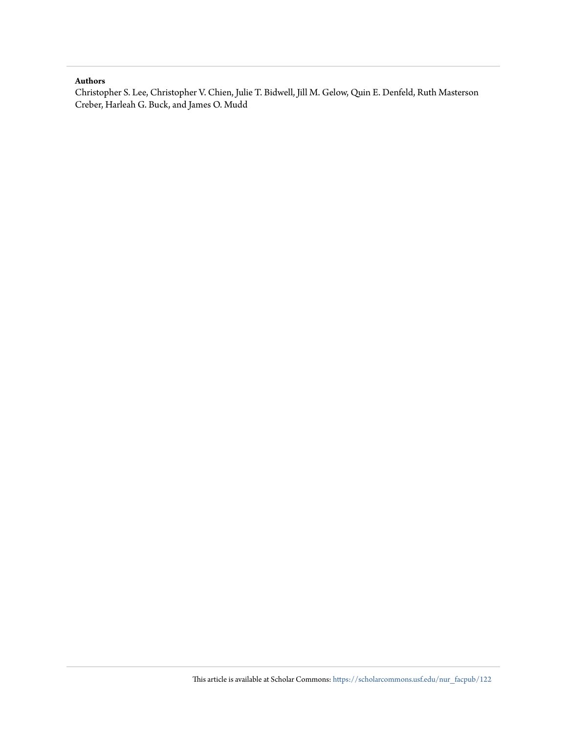**Authors**

Christopher S. Lee, Christopher V. Chien, Julie T. Bidwell, Jill M. Gelow, Quin E. Denfeld, Ruth Masterson Creber, Harleah G. Buck, and James O. Mudd

This article is available at Scholar Commons: https://scholarcommons.usf.edu/nur_facpub/122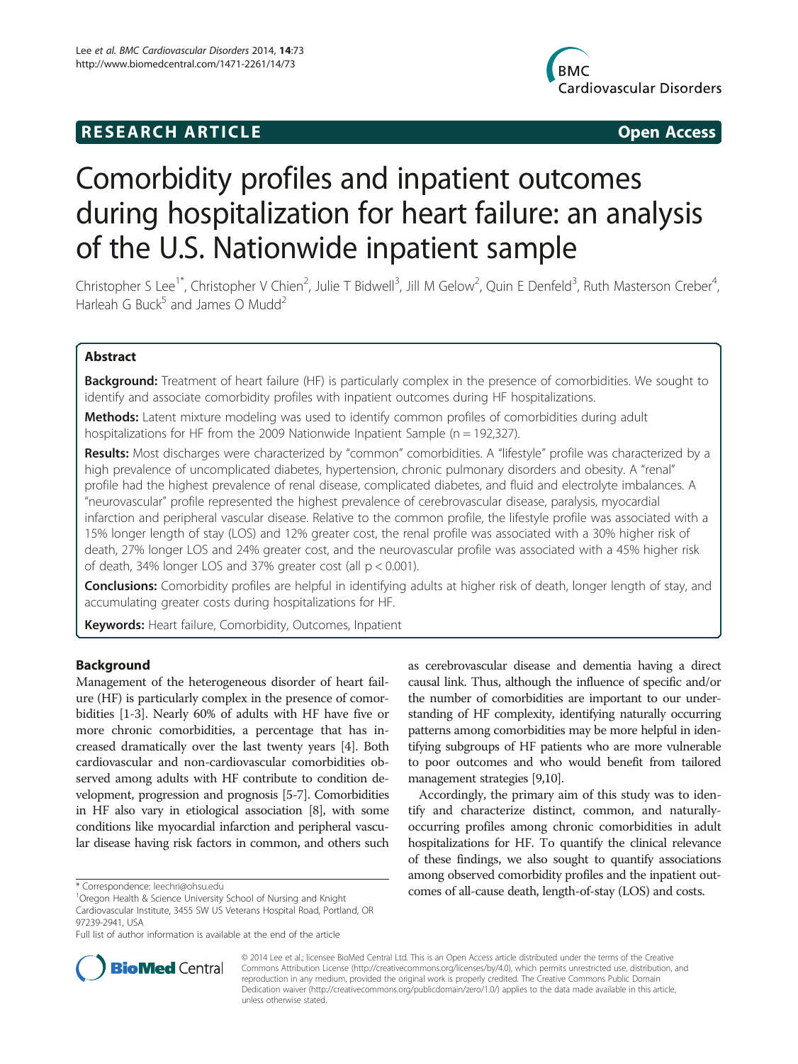# Comorbidity profiles and inpatient outcomes during hospitalization for heart failure: an analysis of the U.S. Nationwide inpatient sample

Christopher S Lee[1*], Christopher V Chien[2], Julie T Bidwell[3], Jill M Gelow[2], Quin E Denfeld[3], Ruth Masterson Creber[4], Harleah G Buck[5] and James O Mudd[2]

## Abstract

**Background:** Treatment of heart failure (HF) is particularly complex in the presence of comorbidities. We sought to identify and associate comorbidity profiles with inpatient outcomes during HF hospitalizations.

**Methods:** Latent mixture modeling was used to identify common profiles of comorbidities during adult hospitalizations for HF from the 2009 Nationwide Inpatient Sample (n = 192,327).

**Results:** Most discharges were characterized by "common" comorbidities. A "lifestyle" profile was characterized by a high prevalence of uncomplicated diabetes, hypertension, chronic pulmonary disorders and obesity. A "renal" profile had the highest prevalence of renal disease, complicated diabetes, and fluid and electrolyte imbalances. A "neurovascular" profile represented the highest prevalence of cerebrovascular disease, paralysis, myocardial infarction and peripheral vascular disease. Relative to the common profile, the lifestyle profile was associated with a 15% longer length of stay (LOS) and 12% greater cost, the renal profile was associated with a 30% higher risk of death, 27% longer LOS and 24% greater cost, and the neurovascular profile was associated with a 45% higher risk of death, 34% longer LOS and 37% greater cost (all $p < 0.001$).

**Conclusions:** Comorbidity profiles are helpful in identifying adults at higher risk of death, longer length of stay, and accumulating greater costs during hospitalizations for HF.

**Keywords:** Heart failure, Comorbidity, Outcomes, Inpatient

## Background

Management of the heterogeneous disorder of heart failure (HF) is particularly complex in the presence of comorbidities [1-3]. Nearly 60% of adults with HF have five or more chronic comorbidities, a percentage that has increased dramatically over the last twenty years [4]. Both cardiovascular and non-cardiovascular comorbidities observed among adults with HF contribute to condition development, progression and prognosis [5-7]. Comorbidities in HF also vary in etiological association [8], with some conditions like myocardial infarction and peripheral vascular disease having risk factors in common, and others such as cerebrovascular disease and dementia having a direct causal link. Thus, although the influence of specific and/or the number of comorbidities are important to our understanding of HF complexity, identifying naturally occurring patterns among comorbidities may be more helpful in identifying subgroups of HF patients who are more vulnerable to poor outcomes and who would benefit from tailored management strategies [9,10].

Accordingly, the primary aim of this study was to identify and characterize distinct, common, and naturally-occurring profiles among chronic comorbidities in adult hospitalizations for HF. To quantify the clinical relevance of these findings, we also sought to quantify associations among observed comorbidity profiles and the inpatient outcomes of all-cause death, length-of-stay (LOS) and costs.

\* Correspondence: leechri@ohsu.edu
[1]Oregon Health & Science University School of Nursing and Knight Cardiovascular Institute, 3455 SW US Veterans Hospital Road, Portland, OR 97239-2941, USA
Full list of author information is available at the end of the article

© 2014 Lee et al.; licensee BioMed Central Ltd. This is an Open Access article distributed under the terms of the Creative Commons Attribution License (http://creativecommons.org/licenses/by/4.0), which permits unrestricted use, distribution, and reproduction in any medium, provided the original work is properly credited. The Creative Commons Public Domain Dedication waiver (http://creativecommons.org/publicdomain/zero/1.0/) applies to the data made available in this article, unless otherwise stated.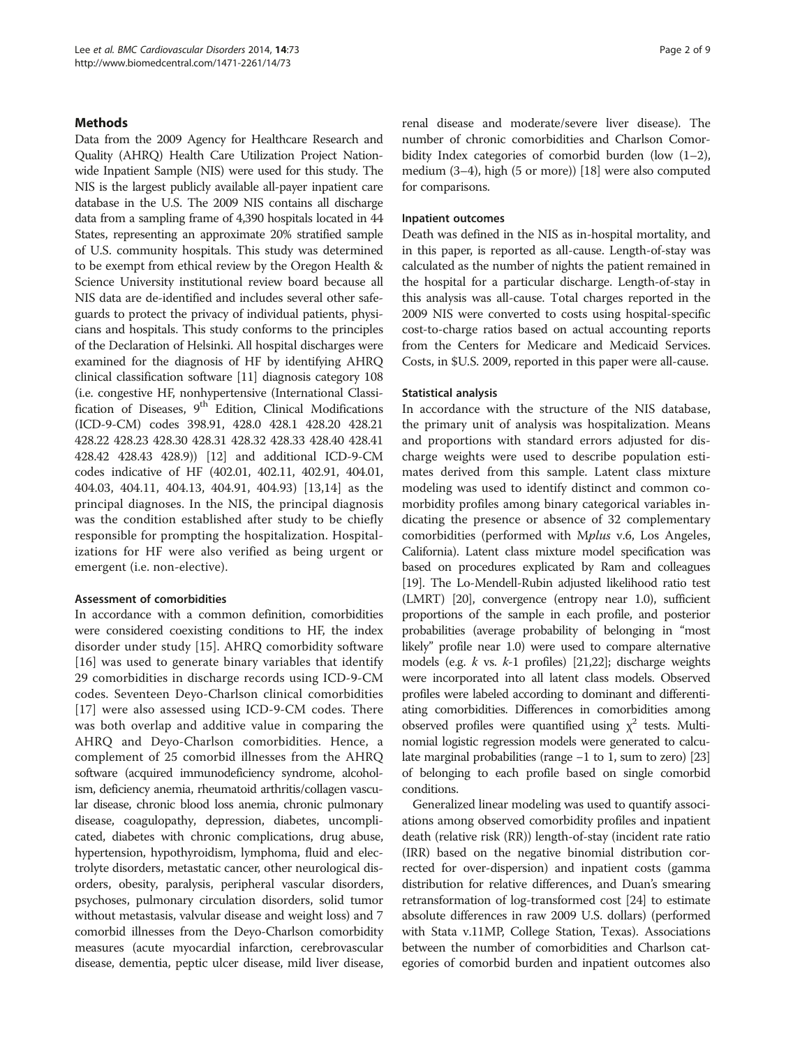## Methods

Data from the 2009 Agency for Healthcare Research and Quality (AHRQ) Health Care Utilization Project Nationwide Inpatient Sample (NIS) were used for this study. The NIS is the largest publicly available all-payer inpatient care database in the U.S. The 2009 NIS contains all discharge data from a sampling frame of 4,390 hospitals located in 44 States, representing an approximate 20% stratified sample of U.S. community hospitals. This study was determined to be exempt from ethical review by the Oregon Health & Science University institutional review board because all NIS data are de-identified and includes several other safeguards to protect the privacy of individual patients, physicians and hospitals. This study conforms to the principles of the Declaration of Helsinki. All hospital discharges were examined for the diagnosis of HF by identifying AHRQ clinical classification software [11] diagnosis category 108 (i.e. congestive HF, nonhypertensive (International Classification of Diseases, 9$^{th}$ Edition, Clinical Modifications (ICD-9-CM) codes 398.91, 428.0 428.1 428.20 428.21 428.22 428.23 428.30 428.31 428.32 428.33 428.40 428.41 428.42 428.43 428.9)) [12] and additional ICD-9-CM codes indicative of HF (402.01, 402.11, 402.91, 404.01, 404.03, 404.11, 404.13, 404.91, 404.93) [13,14] as the principal diagnoses. In the NIS, the principal diagnosis was the condition established after study to be chiefly responsible for prompting the hospitalization. Hospitalizations for HF were also verified as being urgent or emergent (i.e. non-elective).

### Assessment of comorbidities

In accordance with a common definition, comorbidities were considered coexisting conditions to HF, the index disorder under study [15]. AHRQ comorbidity software [16] was used to generate binary variables that identify 29 comorbidities in discharge records using ICD-9-CM codes. Seventeen Deyo-Charlson clinical comorbidities [17] were also assessed using ICD-9-CM codes. There was both overlap and additive value in comparing the AHRQ and Deyo-Charlson comorbidities. Hence, a complement of 25 comorbid illnesses from the AHRQ software (acquired immunodeficiency syndrome, alcoholism, deficiency anemia, rheumatoid arthritis/collagen vascular disease, chronic blood loss anemia, chronic pulmonary disease, coagulopathy, depression, diabetes, uncomplicated, diabetes with chronic complications, drug abuse, hypertension, hypothyroidism, lymphoma, fluid and electrolyte disorders, metastatic cancer, other neurological disorders, obesity, paralysis, peripheral vascular disorders, psychoses, pulmonary circulation disorders, solid tumor without metastasis, valvular disease and weight loss) and 7 comorbid illnesses from the Deyo-Charlson comorbidity measures (acute myocardial infarction, cerebrovascular disease, dementia, peptic ulcer disease, mild liver disease, renal disease and moderate/severe liver disease). The number of chronic comorbidities and Charlson Comorbidity Index categories of comorbid burden (low (1–2), medium (3–4), high (5 or more)) [18] were also computed for comparisons.

### Inpatient outcomes

Death was defined in the NIS as in-hospital mortality, and in this paper, is reported as all-cause. Length-of-stay was calculated as the number of nights the patient remained in the hospital for a particular discharge. Length-of-stay in this analysis was all-cause. Total charges reported in the 2009 NIS were converted to costs using hospital-specific cost-to-charge ratios based on actual accounting reports from the Centers for Medicare and Medicaid Services. Costs, in \$U.S. 2009, reported in this paper were all-cause.

### Statistical analysis

In accordance with the structure of the NIS database, the primary unit of analysis was hospitalization. Means and proportions with standard errors adjusted for discharge weights were used to describe population estimates derived from this sample. Latent class mixture modeling was used to identify distinct and common comorbidity profiles among binary categorical variables indicating the presence or absence of 32 complementary comorbidities (performed with *Mplus* v.6, Los Angeles, California). Latent class mixture model specification was based on procedures explicated by Ram and colleagues [19]. The Lo-Mendell-Rubin adjusted likelihood ratio test (LMRT) [20], convergence (entropy near 1.0), sufficient proportions of the sample in each profile, and posterior probabilities (average probability of belonging in "most likely" profile near 1.0) were used to compare alternative models (e.g. $k$ vs. $k$-1 profiles) [21,22]; discharge weights were incorporated into all latent class models. Observed profiles were labeled according to dominant and differentiating comorbidities. Differences in comorbidities among observed profiles were quantified using $\chi^2$ tests. Multinomial logistic regression models were generated to calculate marginal probabilities (range −1 to 1, sum to zero) [23] of belonging to each profile based on single comorbid conditions.

Generalized linear modeling was used to quantify associations among observed comorbidity profiles and inpatient death (relative risk (RR)) length-of-stay (incident rate ratio (IRR) based on the negative binomial distribution corrected for over-dispersion) and inpatient costs (gamma distribution for relative differences, and Duan's smearing retransformation of log-transformed cost [24] to estimate absolute differences in raw 2009 U.S. dollars) (performed with Stata v.11MP, College Station, Texas). Associations between the number of comorbidities and Charlson categories of comorbid burden and inpatient outcomes also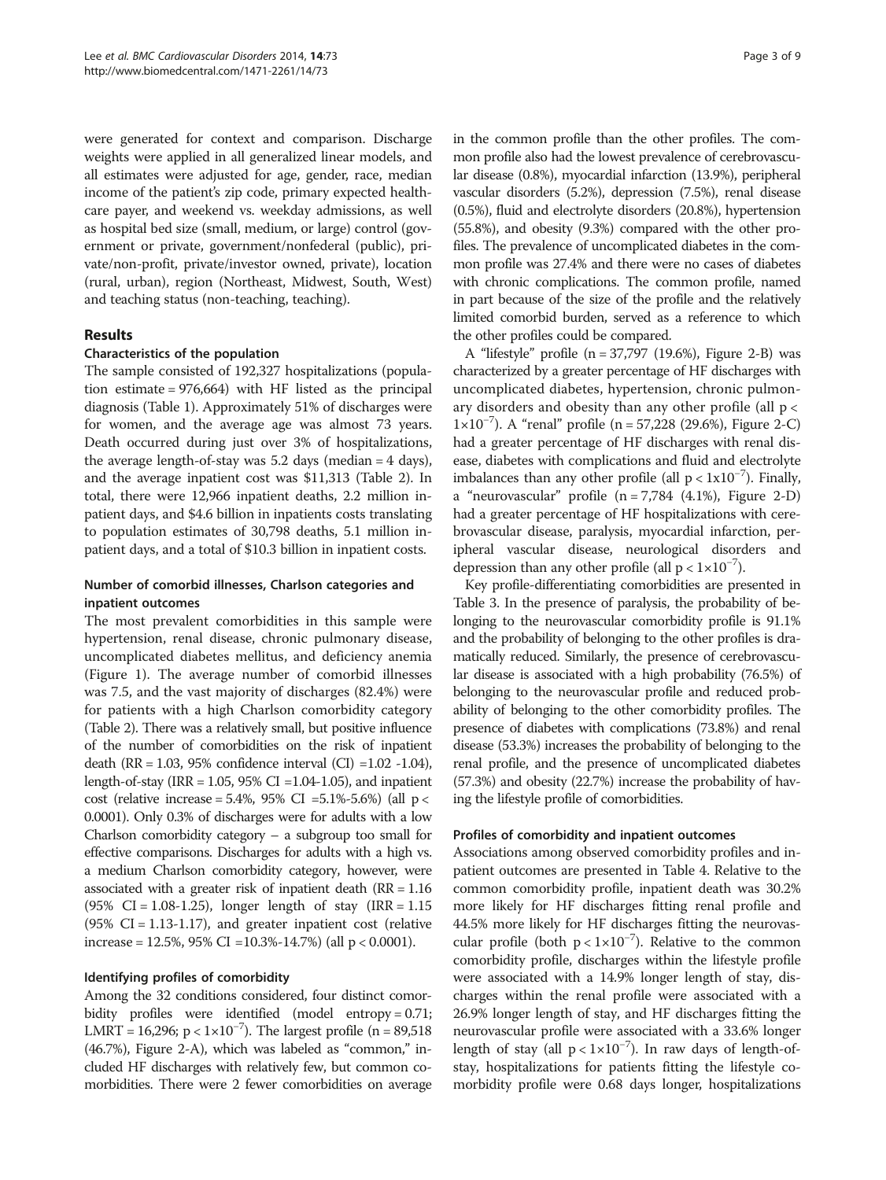were generated for context and comparison. Discharge weights were applied in all generalized linear models, and all estimates were adjusted for age, gender, race, median income of the patient's zip code, primary expected health-care payer, and weekend vs. weekday admissions, as well as hospital bed size (small, medium, or large) control (government or private, government/nonfederal (public), private/non-profit, private/investor owned, private), location (rural, urban), region (Northeast, Midwest, South, West) and teaching status (non-teaching, teaching).

## Results

### Characteristics of the population

The sample consisted of 192,327 hospitalizations (population estimate = 976,664) with HF listed as the principal diagnosis (Table 1). Approximately 51% of discharges were for women, and the average age was almost 73 years. Death occurred during just over 3% of hospitalizations, the average length-of-stay was 5.2 days (median = 4 days), and the average inpatient cost was \$11,313 (Table 2). In total, there were 12,966 inpatient deaths, 2.2 million inpatient days, and \$4.6 billion in inpatients costs translating to population estimates of 30,798 deaths, 5.1 million inpatient days, and a total of \$10.3 billion in inpatient costs.

### Number of comorbid illnesses, Charlson categories and inpatient outcomes

The most prevalent comorbidities in this sample were hypertension, renal disease, chronic pulmonary disease, uncomplicated diabetes mellitus, and deficiency anemia (Figure 1). The average number of comorbid illnesses was 7.5, and the vast majority of discharges (82.4%) were for patients with a high Charlson comorbidity category (Table 2). There was a relatively small, but positive influence of the number of comorbidities on the risk of inpatient death (RR = 1.03, 95% confidence interval (CI) =1.02 -1.04), length-of-stay (IRR = 1.05, 95% CI =1.04-1.05), and inpatient cost (relative increase = 5.4%, 95% CI =5.1%-5.6%) (all $p < 0.0001$). Only 0.3% of discharges were for adults with a low Charlson comorbidity category – a subgroup too small for effective comparisons. Discharges for adults with a high vs. a medium Charlson comorbidity category, however, were associated with a greater risk of inpatient death (RR = 1.16 (95% CI = 1.08-1.25), longer length of stay (IRR = 1.15 (95% CI = 1.13-1.17), and greater inpatient cost (relative increase = 12.5%, 95% CI =10.3%-14.7%) (all $p < 0.0001$).

### Identifying profiles of comorbidity

Among the 32 conditions considered, four distinct comorbidity profiles were identified (model entropy = 0.71; LMRT = 16,296; $p < 1\times10^{-7}$). The largest profile (n = 89,518 (46.7%), Figure 2-A), which was labeled as "common," included HF discharges with relatively few, but common comorbidities. There were 2 fewer comorbidities on average in the common profile than the other profiles. The common profile also had the lowest prevalence of cerebrovascular disease (0.8%), myocardial infarction (13.9%), peripheral vascular disorders (5.2%), depression (7.5%), renal disease (0.5%), fluid and electrolyte disorders (20.8%), hypertension (55.8%), and obesity (9.3%) compared with the other profiles. The prevalence of uncomplicated diabetes in the common profile was 27.4% and there were no cases of diabetes with chronic complications. The common profile, named in part because of the size of the profile and the relatively limited comorbid burden, served as a reference to which the other profiles could be compared.

A "lifestyle" profile (n = 37,797 (19.6%), Figure 2-B) was characterized by a greater percentage of HF discharges with uncomplicated diabetes, hypertension, chronic pulmonary disorders and obesity than any other profile (all $p < 1\times10^{-7}$). A "renal" profile (n = 57,228 (29.6%), Figure 2-C) had a greater percentage of HF discharges with renal disease, diabetes with complications and fluid and electrolyte imbalances than any other profile (all $p < 1\text{x}10^{-7}$). Finally, a "neurovascular" profile (n = 7,784 (4.1%), Figure 2-D) had a greater percentage of HF hospitalizations with cerebrovascular disease, paralysis, myocardial infarction, peripheral vascular disease, neurological disorders and depression than any other profile (all $p < 1\times10^{-7}$).

Key profile-differentiating comorbidities are presented in Table 3. In the presence of paralysis, the probability of belonging to the neurovascular comorbidity profile is 91.1% and the probability of belonging to the other profiles is dramatically reduced. Similarly, the presence of cerebrovascular disease is associated with a high probability (76.5%) of belonging to the neurovascular profile and reduced probability of belonging to the other comorbidity profiles. The presence of diabetes with complications (73.8%) and renal disease (53.3%) increases the probability of belonging to the renal profile, and the presence of uncomplicated diabetes (57.3%) and obesity (22.7%) increase the probability of having the lifestyle profile of comorbidities.

### Profiles of comorbidity and inpatient outcomes

Associations among observed comorbidity profiles and inpatient outcomes are presented in Table 4. Relative to the common comorbidity profile, inpatient death was 30.2% more likely for HF discharges fitting renal profile and 44.5% more likely for HF discharges fitting the neurovascular profile (both $p < 1\times10^{-7}$). Relative to the common comorbidity profile, discharges within the lifestyle profile were associated with a 14.9% longer length of stay, discharges within the renal profile were associated with a 26.9% longer length of stay, and HF discharges fitting the neurovascular profile were associated with a 33.6% longer length of stay (all $p < 1\times10^{-7}$). In raw days of length-of-stay, hospitalizations for patients fitting the lifestyle comorbidity profile were 0.68 days longer, hospitalizations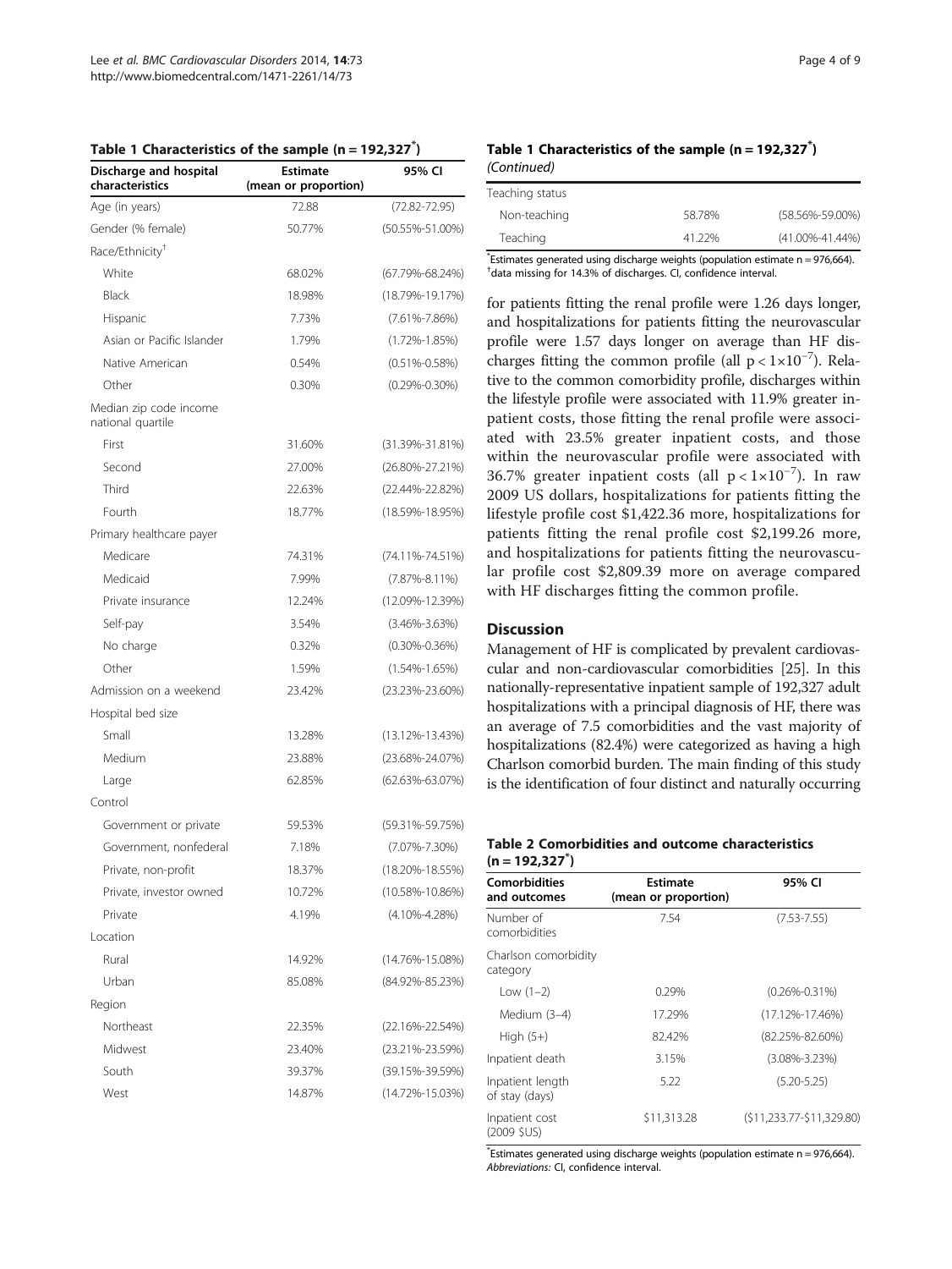**Table 1 Characteristics of the sample (n = 192,327[*])**

| Discharge and hospital characteristics | Estimate (mean or proportion) | 95% CI |
|---|---|---|
| Age (in years) | 72.88 | (72.82-72.95) |
| Gender (% female) | 50.77% | (50.55%-51.00%) |
| Race/Ethnicity[†] | | |
| White | 68.02% | (67.79%-68.24%) |
| Black | 18.98% | (18.79%-19.17%) |
| Hispanic | 7.73% | (7.61%-7.86%) |
| Asian or Pacific Islander | 1.79% | (1.72%-1.85%) |
| Native American | 0.54% | (0.51%-0.58%) |
| Other | 0.30% | (0.29%-0.30%) |
| Median zip code income national quartile | | |
| First | 31.60% | (31.39%-31.81%) |
| Second | 27.00% | (26.80%-27.21%) |
| Third | 22.63% | (22.44%-22.82%) |
| Fourth | 18.77% | (18.59%-18.95%) |
| Primary healthcare payer | | |
| Medicare | 74.31% | (74.11%-74.51%) |
| Medicaid | 7.99% | (7.87%-8.11%) |
| Private insurance | 12.24% | (12.09%-12.39%) |
| Self-pay | 3.54% | (3.46%-3.63%) |
| No charge | 0.32% | (0.30%-0.36%) |
| Other | 1.59% | (1.54%-1.65%) |
| Admission on a weekend | 23.42% | (23.23%-23.60%) |
| Hospital bed size | | |
| Small | 13.28% | (13.12%-13.43%) |
| Medium | 23.88% | (23.68%-24.07%) |
| Large | 62.85% | (62.63%-63.07%) |
| Control | | |
| Government or private | 59.53% | (59.31%-59.75%) |
| Government, nonfederal | 7.18% | (7.07%-7.30%) |
| Private, non-profit | 18.37% | (18.20%-18.55%) |
| Private, investor owned | 10.72% | (10.58%-10.86%) |
| Private | 4.19% | (4.10%-4.28%) |
| Location | | |
| Rural | 14.92% | (14.76%-15.08%) |
| Urban | 85.08% | (84.92%-85.23%) |
| Region | | |
| Northeast | 22.35% | (22.16%-22.54%) |
| Midwest | 23.40% | (23.21%-23.59%) |
| South | 39.37% | (39.15%-39.59%) |
| West | 14.87% | (14.72%-15.03%) |
| Teaching status | | |
| Non-teaching | 58.78% | (58.56%-59.00%) |
| Teaching | 41.22% | (41.00%-41.44%) |

[*]Estimates generated using discharge weights (population estimate n = 976,664).
[†]data missing for 14.3% of discharges. CI, confidence interval.

for patients fitting the renal profile were 1.26 days longer, and hospitalizations for patients fitting the neurovascular profile were 1.57 days longer on average than HF discharges fitting the common profile (all $p < 1{\times}10^{-7}$). Relative to the common comorbidity profile, discharges within the lifestyle profile were associated with 11.9% greater inpatient costs, those fitting the renal profile were associated with 23.5% greater inpatient costs, and those within the neurovascular profile were associated with 36.7% greater inpatient costs (all $p < 1{\times}10^{-7}$). In raw 2009 US dollars, hospitalizations for patients fitting the lifestyle profile cost $1,422.36 more, hospitalizations for patients fitting the renal profile cost $2,199.26 more, and hospitalizations for patients fitting the neurovascular profile cost $2,809.39 more on average compared with HF discharges fitting the common profile.

## Discussion

Management of HF is complicated by prevalent cardiovascular and non-cardiovascular comorbidities [25]. In this nationally-representative inpatient sample of 192,327 adult hospitalizations with a principal diagnosis of HF, there was an average of 7.5 comorbidities and the vast majority of hospitalizations (82.4%) were categorized as having a high Charlson comorbid burden. The main finding of this study is the identification of four distinct and naturally occurring

**Table 2 Comorbidities and outcome characteristics (n = 192,327[*])**

| Comorbidities and outcomes | Estimate (mean or proportion) | 95% CI |
|---|---|---|
| Number of comorbidities | 7.54 | (7.53-7.55) |
| Charlson comorbidity category | | |
| Low (1–2) | 0.29% | (0.26%-0.31%) |
| Medium (3–4) | 17.29% | (17.12%-17.46%) |
| High (5+) | 82.42% | (82.25%-82.60%) |
| Inpatient death | 3.15% | (3.08%-3.23%) |
| Inpatient length of stay (days) | 5.22 | (5.20-5.25) |
| Inpatient cost (2009 $US) | $11,313.28 | ($11,233.77-$11,329.80) |

[*]Estimates generated using discharge weights (population estimate n = 976,664).
*Abbreviations:* CI, confidence interval.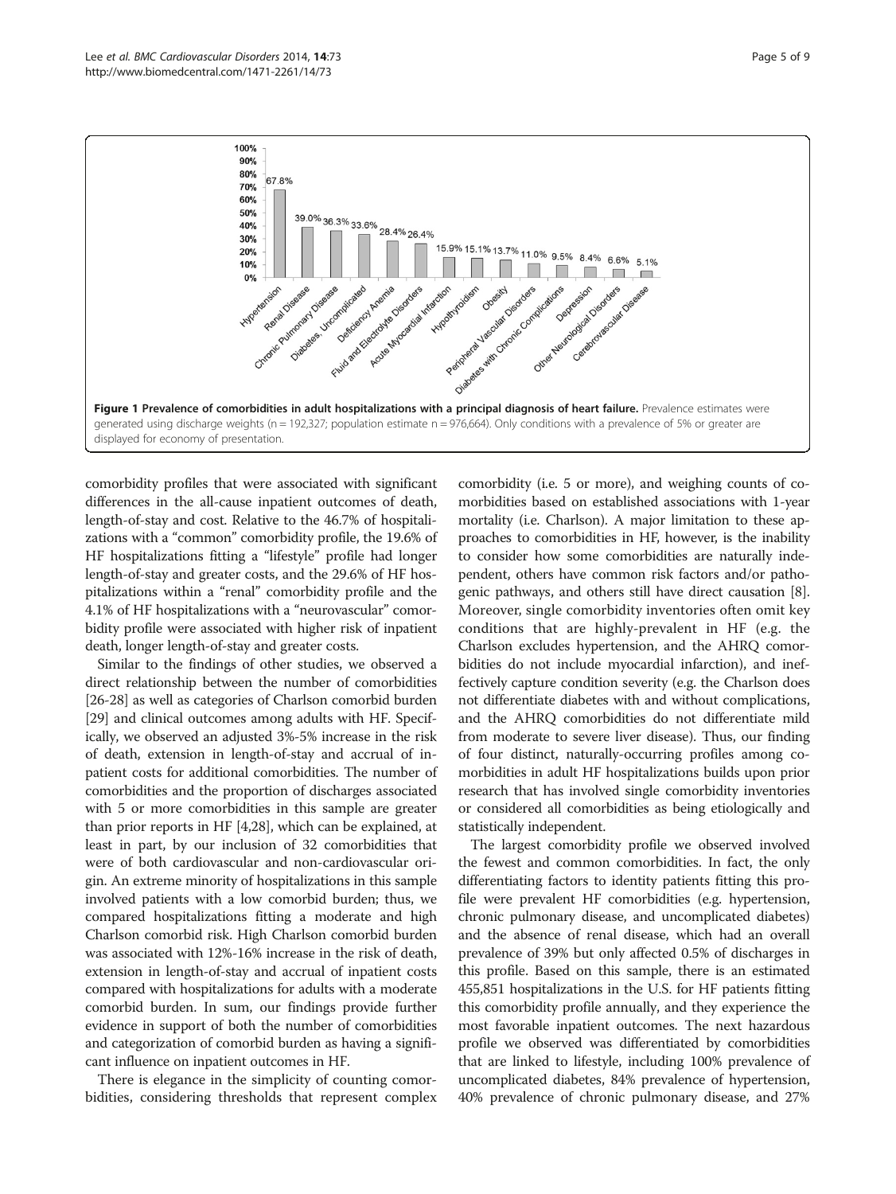**Figure 1 Prevalence of comorbidities in adult hospitalizations with a principal diagnosis of heart failure.** Prevalence estimates were generated using discharge weights (n = 192,327; population estimate n = 976,664). Only conditions with a prevalence of 5% or greater are displayed for economy of presentation.

comorbidity profiles that were associated with significant differences in the all-cause inpatient outcomes of death, length-of-stay and cost. Relative to the 46.7% of hospitalizations with a "common" comorbidity profile, the 19.6% of HF hospitalizations fitting a "lifestyle" profile had longer length-of-stay and greater costs, and the 29.6% of HF hospitalizations within a "renal" comorbidity profile and the 4.1% of HF hospitalizations with a "neurovascular" comorbidity profile were associated with higher risk of inpatient death, longer length-of-stay and greater costs.

Similar to the findings of other studies, we observed a direct relationship between the number of comorbidities [26-28] as well as categories of Charlson comorbid burden [29] and clinical outcomes among adults with HF. Specifically, we observed an adjusted 3%-5% increase in the risk of death, extension in length-of-stay and accrual of inpatient costs for additional comorbidities. The number of comorbidities and the proportion of discharges associated with 5 or more comorbidities in this sample are greater than prior reports in HF [4,28], which can be explained, at least in part, by our inclusion of 32 comorbidities that were of both cardiovascular and non-cardiovascular origin. An extreme minority of hospitalizations in this sample involved patients with a low comorbid burden; thus, we compared hospitalizations fitting a moderate and high Charlson comorbid risk. High Charlson comorbid burden was associated with 12%-16% increase in the risk of death, extension in length-of-stay and accrual of inpatient costs compared with hospitalizations for adults with a moderate comorbid burden. In sum, our findings provide further evidence in support of both the number of comorbidities and categorization of comorbid burden as having a significant influence on inpatient outcomes in HF.

There is elegance in the simplicity of counting comorbidities, considering thresholds that represent complex comorbidity (i.e. 5 or more), and weighing counts of comorbidities based on established associations with 1-year mortality (i.e. Charlson). A major limitation to these approaches to comorbidities in HF, however, is the inability to consider how some comorbidities are naturally independent, others have common risk factors and/or pathogenic pathways, and others still have direct causation [8]. Moreover, single comorbidity inventories often omit key conditions that are highly-prevalent in HF (e.g. the Charlson excludes hypertension, and the AHRQ comorbidities do not include myocardial infarction), and ineffectively capture condition severity (e.g. the Charlson does not differentiate diabetes with and without complications, and the AHRQ comorbidities do not differentiate mild from moderate to severe liver disease). Thus, our finding of four distinct, naturally-occurring profiles among comorbidities in adult HF hospitalizations builds upon prior research that has involved single comorbidity inventories or considered all comorbidities as being etiologically and statistically independent.

The largest comorbidity profile we observed involved the fewest and common comorbidities. In fact, the only differentiating factors to identity patients fitting this profile were prevalent HF comorbidities (e.g. hypertension, chronic pulmonary disease, and uncomplicated diabetes) and the absence of renal disease, which had an overall prevalence of 39% but only affected 0.5% of discharges in this profile. Based on this sample, there is an estimated 455,851 hospitalizations in the U.S. for HF patients fitting this comorbidity profile annually, and they experience the most favorable inpatient outcomes. The next hazardous profile we observed was differentiated by comorbidities that are linked to lifestyle, including 100% prevalence of uncomplicated diabetes, 84% prevalence of hypertension, 40% prevalence of chronic pulmonary disease, and 27%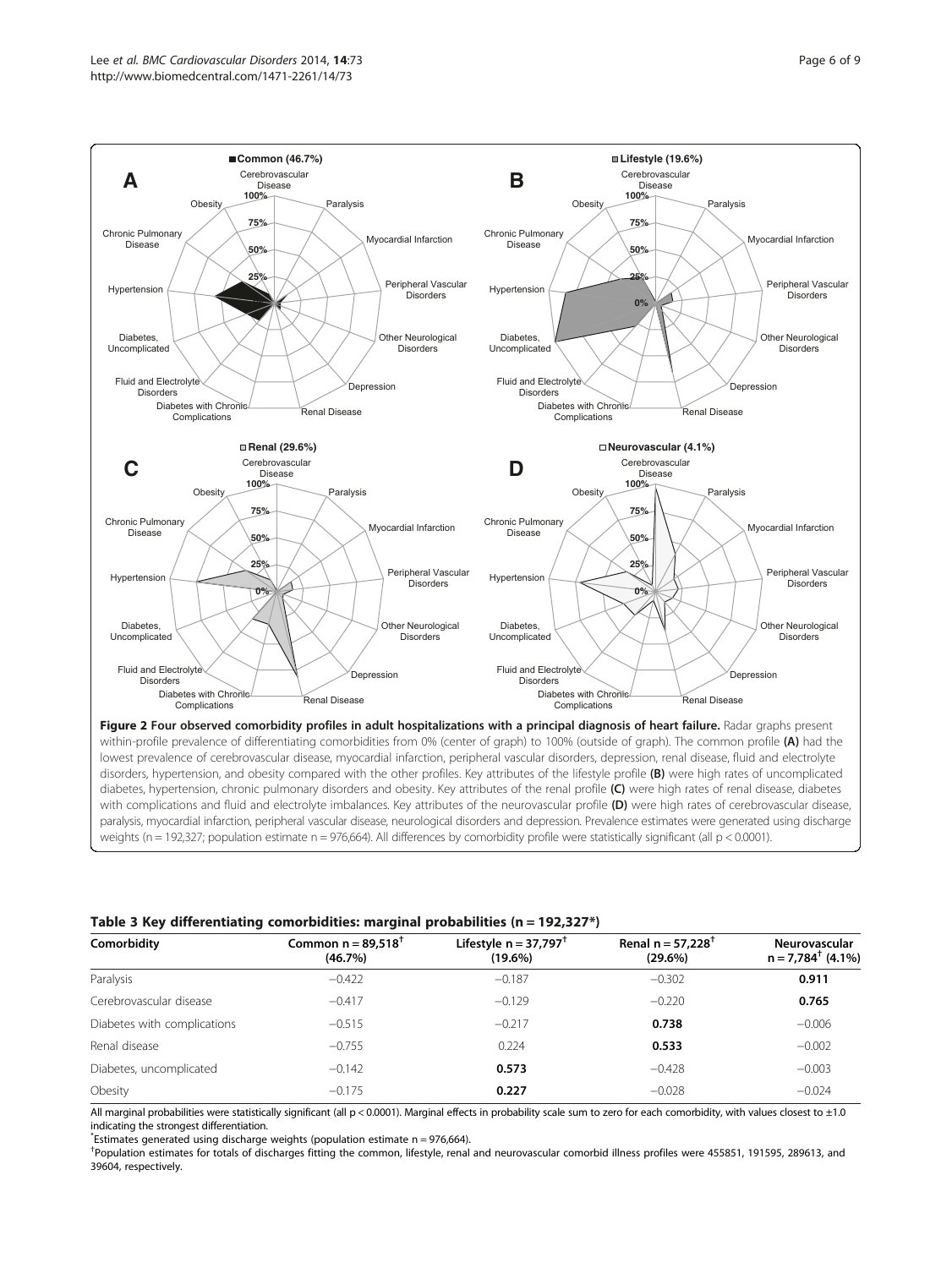**Figure 2 Four observed comorbidity profiles in adult hospitalizations with a principal diagnosis of heart failure.** Radar graphs present within-profile prevalence of differentiating comorbidities from 0% (center of graph) to 100% (outside of graph). The common profile **(A)** had the lowest prevalence of cerebrovascular disease, myocardial infarction, peripheral vascular disorders, depression, renal disease, fluid and electrolyte disorders, hypertension, and obesity compared with the other profiles. Key attributes of the lifestyle profile **(B)** were high rates of uncomplicated diabetes, hypertension, chronic pulmonary disorders and obesity. Key attributes of the renal profile **(C)** were high rates of renal disease, diabetes with complications and fluid and electrolyte imbalances. Key attributes of the neurovascular profile **(D)** were high rates of cerebrovascular disease, paralysis, myocardial infarction, peripheral vascular disease, neurological disorders and depression. Prevalence estimates were generated using discharge weights (n = 192,327; population estimate n = 976,664). All differences by comorbidity profile were statistically significant (all p < 0.0001).

**Table 3 Key differentiating comorbidities: marginal probabilities (n = 192,327*)**

| Comorbidity | Common n = 89,518[†] (46.7%) | Lifestyle n = 37,797[†] (19.6%) | Renal n = 57,228[†] (29.6%) | Neurovascular n = 7,784[†] (4.1%) |
|---|---|---|---|---|
| Paralysis | −0.422 | −0.187 | −0.302 | **0.911** |
| Cerebrovascular disease | −0.417 | −0.129 | −0.220 | **0.765** |
| Diabetes with complications | −0.515 | −0.217 | **0.738** | −0.006 |
| Renal disease | −0.755 | 0.224 | **0.533** | −0.002 |
| Diabetes, uncomplicated | −0.142 | **0.573** | −0.428 | −0.003 |
| Obesity | −0.175 | **0.227** | −0.028 | −0.024 |

All marginal probabilities were statistically significant (all p < 0.0001). Marginal effects in probability scale sum to zero for each comorbidity, with values closest to ±1.0 indicating the strongest differentiation.

*Estimates generated using discharge weights (population estimate n = 976,664).

[†]Population estimates for totals of discharges fitting the common, lifestyle, renal and neurovascular comorbid illness profiles were 455851, 191595, 289613, and 39604, respectively.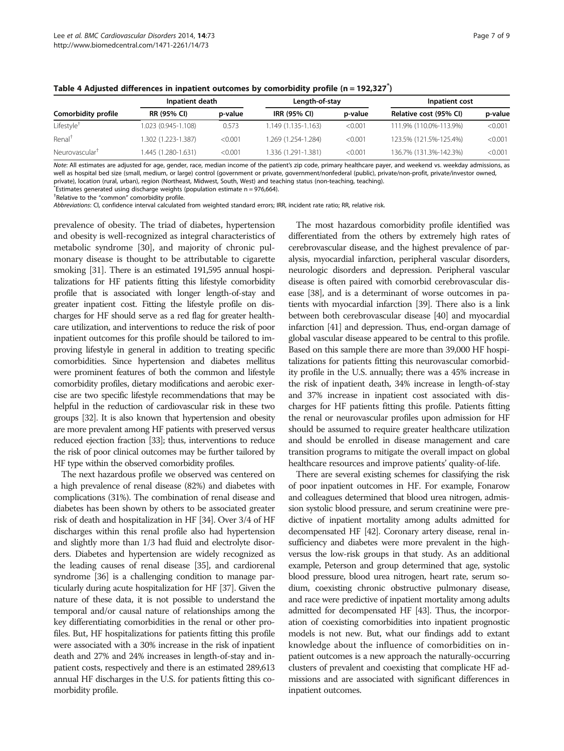**Table 4 Adjusted differences in inpatient outcomes by comorbidity profile (n = 192,327[*])**

| Comorbidity profile | Inpatient death | | Length-of-stay | | Inpatient cost | |
|---|---|---|---|---|---|---|
| | RR (95% CI) | p-value | IRR (95% CI) | p-value | Relative cost (95% CI) | p-value |
| Lifestyle[†] | 1.023 (0.945-1.108) | 0.573 | 1.149 (1.135-1.163) | <0.001 | 111.9% (110.0%-113.9%) | <0.001 |
| Renal[†] | 1.302 (1.223-1.387) | <0.001 | 1.269 (1.254-1.284) | <0.001 | 123.5% (121.5%-125.4%) | <0.001 |
| Neurovascular[†] | 1.445 (1.280-1.631) | <0.001 | 1.336 (1.291-1.381) | <0.001 | 136.7% (131.3%-142.3%) | <0.001 |

*Note*: All estimates are adjusted for age, gender, race, median income of the patient's zip code, primary healthcare payer, and weekend vs. weekday admissions, as well as hospital bed size (small, medium, or large) control (government or private, government/nonfederal (public), private/non-profit, private/investor owned, private), location (rural, urban), region (Northeast, Midwest, South, West) and teaching status (non-teaching, teaching).
[*]Estimates generated using discharge weights (population estimate n = 976,664).
[†]Relative to the "common" comorbidity profile.
*Abbreviations*: CI, confidence interval calculated from weighted standard errors; IRR, incident rate ratio; RR, relative risk.

prevalence of obesity. The triad of diabetes, hypertension and obesity is well-recognized as integral characteristics of metabolic syndrome [30], and majority of chronic pulmonary disease is thought to be attributable to cigarette smoking [31]. There is an estimated 191,595 annual hospitalizations for HF patients fitting this lifestyle comorbidity profile that is associated with longer length-of-stay and greater inpatient cost. Fitting the lifestyle profile on discharges for HF should serve as a red flag for greater healthcare utilization, and interventions to reduce the risk of poor inpatient outcomes for this profile should be tailored to improving lifestyle in general in addition to treating specific comorbidities. Since hypertension and diabetes mellitus were prominent features of both the common and lifestyle comorbidity profiles, dietary modifications and aerobic exercise are two specific lifestyle recommendations that may be helpful in the reduction of cardiovascular risk in these two groups [32]. It is also known that hypertension and obesity are more prevalent among HF patients with preserved versus reduced ejection fraction [33]; thus, interventions to reduce the risk of poor clinical outcomes may be further tailored by HF type within the observed comorbidity profiles.

The next hazardous profile we observed was centered on a high prevalence of renal disease (82%) and diabetes with complications (31%). The combination of renal disease and diabetes has been shown by others to be associated greater risk of death and hospitalization in HF [34]. Over 3/4 of HF discharges within this renal profile also had hypertension and slightly more than 1/3 had fluid and electrolyte disorders. Diabetes and hypertension are widely recognized as the leading causes of renal disease [35], and cardiorenal syndrome [36] is a challenging condition to manage particularly during acute hospitalization for HF [37]. Given the nature of these data, it is not possible to understand the temporal and/or causal nature of relationships among the key differentiating comorbidities in the renal or other profiles. But, HF hospitalizations for patients fitting this profile were associated with a 30% increase in the risk of inpatient death and 27% and 24% increases in length-of-stay and inpatient costs, respectively and there is an estimated 289,613 annual HF discharges in the U.S. for patients fitting this comorbidity profile.

The most hazardous comorbidity profile identified was differentiated from the others by extremely high rates of cerebrovascular disease, and the highest prevalence of paralysis, myocardial infarction, peripheral vascular disorders, neurologic disorders and depression. Peripheral vascular disease is often paired with comorbid cerebrovascular disease [38], and is a determinant of worse outcomes in patients with myocardial infarction [39]. There also is a link between both cerebrovascular disease [40] and myocardial infarction [41] and depression. Thus, end-organ damage of global vascular disease appeared to be central to this profile. Based on this sample there are more than 39,000 HF hospitalizations for patients fitting this neurovascular comorbidity profile in the U.S. annually; there was a 45% increase in the risk of inpatient death, 34% increase in length-of-stay and 37% increase in inpatient cost associated with discharges for HF patients fitting this profile. Patients fitting the renal or neurovascular profiles upon admission for HF should be assumed to require greater healthcare utilization and should be enrolled in disease management and care transition programs to mitigate the overall impact on global healthcare resources and improve patients' quality-of-life.

There are several existing schemes for classifying the risk of poor inpatient outcomes in HF. For example, Fonarow and colleagues determined that blood urea nitrogen, admission systolic blood pressure, and serum creatinine were predictive of inpatient mortality among adults admitted for decompensated HF [42]. Coronary artery disease, renal insufficiency and diabetes were more prevalent in the high-versus the low-risk groups in that study. As an additional example, Peterson and group determined that age, systolic blood pressure, blood urea nitrogen, heart rate, serum sodium, coexisting chronic obstructive pulmonary disease, and race were predictive of inpatient mortality among adults admitted for decompensated HF [43]. Thus, the incorporation of coexisting comorbidities into inpatient prognostic models is not new. But, what our findings add to extant knowledge about the influence of comorbidities on inpatient outcomes is a new approach the naturally-occurring clusters of prevalent and coexisting that complicate HF admissions and are associated with significant differences in inpatient outcomes.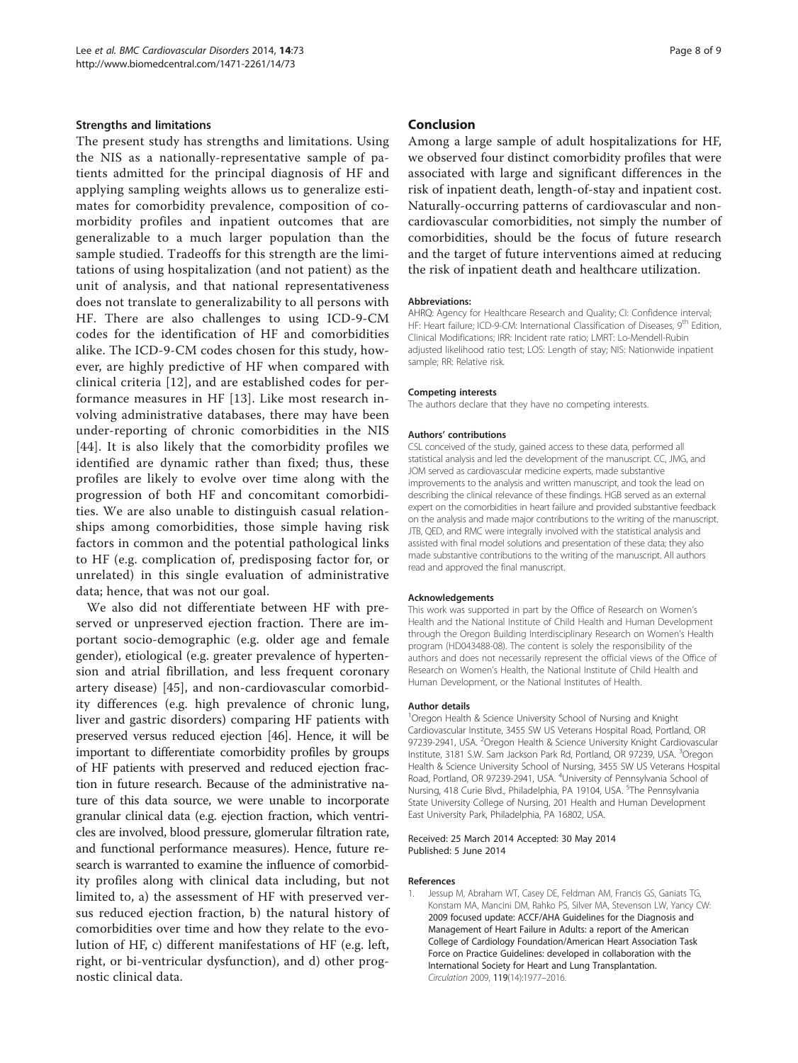### Strengths and limitations

The present study has strengths and limitations. Using the NIS as a nationally-representative sample of patients admitted for the principal diagnosis of HF and applying sampling weights allows us to generalize estimates for comorbidity prevalence, composition of comorbidity profiles and inpatient outcomes that are generalizable to a much larger population than the sample studied. Tradeoffs for this strength are the limitations of using hospitalization (and not patient) as the unit of analysis, and that national representativeness does not translate to generalizability to all persons with HF. There are also challenges to using ICD-9-CM codes for the identification of HF and comorbidities alike. The ICD-9-CM codes chosen for this study, however, are highly predictive of HF when compared with clinical criteria [12], and are established codes for performance measures in HF [13]. Like most research involving administrative databases, there may have been under-reporting of chronic comorbidities in the NIS [44]. It is also likely that the comorbidity profiles we identified are dynamic rather than fixed; thus, these profiles are likely to evolve over time along with the progression of both HF and concomitant comorbidities. We are also unable to distinguish casual relationships among comorbidities, those simple having risk factors in common and the potential pathological links to HF (e.g. complication of, predisposing factor for, or unrelated) in this single evaluation of administrative data; hence, that was not our goal.

We also did not differentiate between HF with preserved or unpreserved ejection fraction. There are important socio-demographic (e.g. older age and female gender), etiological (e.g. greater prevalence of hypertension and atrial fibrillation, and less frequent coronary artery disease) [45], and non-cardiovascular comorbidity differences (e.g. high prevalence of chronic lung, liver and gastric disorders) comparing HF patients with preserved versus reduced ejection [46]. Hence, it will be important to differentiate comorbidity profiles by groups of HF patients with preserved and reduced ejection fraction in future research. Because of the administrative nature of this data source, we were unable to incorporate granular clinical data (e.g. ejection fraction, which ventricles are involved, blood pressure, glomerular filtration rate, and functional performance measures). Hence, future research is warranted to examine the influence of comorbidity profiles along with clinical data including, but not limited to, a) the assessment of HF with preserved versus reduced ejection fraction, b) the natural history of comorbidities over time and how they relate to the evolution of HF, c) different manifestations of HF (e.g. left, right, or bi-ventricular dysfunction), and d) other prognostic clinical data.

## Conclusion

Among a large sample of adult hospitalizations for HF, we observed four distinct comorbidity profiles that were associated with large and significant differences in the risk of inpatient death, length-of-stay and inpatient cost. Naturally-occurring patterns of cardiovascular and non-cardiovascular comorbidities, not simply the number of comorbidities, should be the focus of future research and the target of future interventions aimed at reducing the risk of inpatient death and healthcare utilization.

#### Abbreviations:

AHRQ: Agency for Healthcare Research and Quality; CI: Confidence interval; HF: Heart failure; ICD-9-CM: International Classification of Diseases, 9th Edition, Clinical Modifications; IRR: Incident rate ratio; LMRT: Lo-Mendell-Rubin adjusted likelihood ratio test; LOS: Length of stay; NIS: Nationwide inpatient sample; RR: Relative risk.

#### Competing interests

The authors declare that they have no competing interests.

#### Authors' contributions

CSL conceived of the study, gained access to these data, performed all statistical analysis and led the development of the manuscript. CC, JMG, and JOM served as cardiovascular medicine experts, made substantive improvements to the analysis and written manuscript, and took the lead on describing the clinical relevance of these findings. HGB served as an external expert on the comorbidities in heart failure and provided substantive feedback on the analysis and made major contributions to the writing of the manuscript. JTB, QED, and RMC were integrally involved with the statistical analysis and assisted with final model solutions and presentation of these data; they also made substantive contributions to the writing of the manuscript. All authors read and approved the final manuscript.

#### Acknowledgements

This work was supported in part by the Office of Research on Women's Health and the National Institute of Child Health and Human Development through the Oregon Building Interdisciplinary Research on Women's Health program (HD043488-08). The content is solely the responsibility of the authors and does not necessarily represent the official views of the Office of Research on Women's Health, the National Institute of Child Health and Human Development, or the National Institutes of Health.

#### Author details

[1]Oregon Health & Science University School of Nursing and Knight Cardiovascular Institute, 3455 SW US Veterans Hospital Road, Portland, OR 97239-2941, USA. [2]Oregon Health & Science University Knight Cardiovascular Institute, 3181 S.W. Sam Jackson Park Rd, Portland, OR 97239, USA. [3]Oregon Health & Science University School of Nursing, 3455 SW US Veterans Hospital Road, Portland, OR 97239-2941, USA. [4]University of Pennsylvania School of Nursing, 418 Curie Blvd., Philadelphia, PA 19104, USA. [5]The Pennsylvania State University College of Nursing, 201 Health and Human Development East University Park, Philadelphia, PA 16802, USA.

Received: 25 March 2014 Accepted: 30 May 2014
Published: 5 June 2014

#### References

1. Jessup M, Abraham WT, Casey DE, Feldman AM, Francis GS, Ganiats TG, Konstam MA, Mancini DM, Rahko PS, Silver MA, Stevenson LW, Yancy CW: **2009 focused update: ACCF/AHA Guidelines for the Diagnosis and Management of Heart Failure in Adults: a report of the American College of Cardiology Foundation/American Heart Association Task Force on Practice Guidelines: developed in collaboration with the International Society for Heart and Lung Transplantation.** *Circulation* 2009, **119**(14):1977–2016.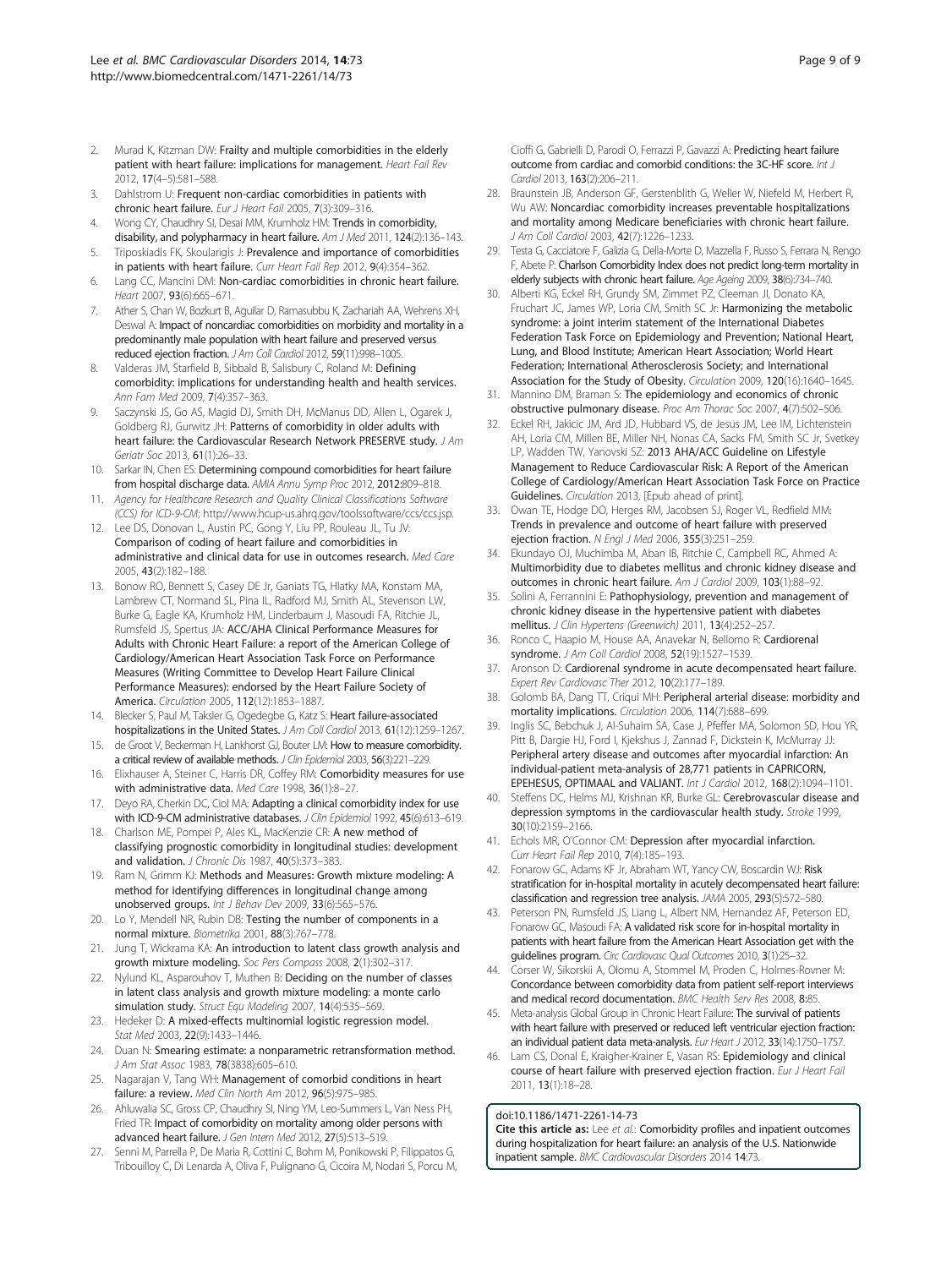2. Murad K, Kitzman DW: **Frailty and multiple comorbidities in the elderly patient with heart failure: implications for management.** *Heart Fail Rev* 2012, **17**(4–5):581–588.
3. Dahlstrom U: **Frequent non-cardiac comorbidities in patients with chronic heart failure.** *Eur J Heart Fail* 2005, **7**(3):309–316.
4. Wong CY, Chaudhry SI, Desai MM, Krumholz HM: **Trends in comorbidity, disability, and polypharmacy in heart failure.** *Am J Med* 2011, **124**(2):136–143.
5. Triposkiadis FK, Skoularigis J: **Prevalence and importance of comorbidities in patients with heart failure.** *Curr Heart Fail Rep* 2012, **9**(4):354–362.
6. Lang CC, Mancini DM: **Non-cardiac comorbidities in chronic heart failure.** *Heart* 2007, **93**(6):665–671.
7. Ather S, Chan W, Bozkurt B, Aguilar D, Ramasubbu K, Zachariah AA, Wehrens XH, Deswal A: **Impact of noncardiac comorbidities on morbidity and mortality in a predominantly male population with heart failure and preserved versus reduced ejection fraction.** *J Am Coll Cardiol* 2012, **59**(11):998–1005.
8. Valderas JM, Starfield B, Sibbald B, Salisbury C, Roland M: **Defining comorbidity: implications for understanding health and health services.** *Ann Fam Med* 2009, **7**(4):357–363.
9. Saczynski JS, Go AS, Magid DJ, Smith DH, McManus DD, Allen L, Ogarek J, Goldberg RJ, Gurwitz JH: **Patterns of comorbidity in older adults with heart failure: the Cardiovascular Research Network PRESERVE study.** *J Am Geriatr Soc* 2013, **61**(1):26–33.
10. Sarkar IN, Chen ES: **Determining compound comorbidities for heart failure from hospital discharge data.** *AMIA Annu Symp Proc* 2012, **2012**:809–818.
11. *Agency for Healthcare Research and Quality Clinical Classifications Software (CCS) for ICD-9-CM*; http://www.hcup-us.ahrq.gov/toolssoftware/ccs/ccs.jsp.
12. Lee DS, Donovan L, Austin PC, Gong Y, Liu PP, Rouleau JL, Tu JV: **Comparison of coding of heart failure and comorbidities in administrative and clinical data for use in outcomes research.** *Med Care* 2005, **43**(2):182–188.
13. Bonow RO, Bennett S, Casey DE Jr, Ganiats TG, Hlatky MA, Konstam MA, Lambrew CT, Normand SL, Pina IL, Radford MJ, Smith AL, Stevenson LW, Burke G, Eagle KA, Krumholz HM, Linderbaum J, Masoudi FA, Ritchie JL, Rumsfeld JS, Spertus JA: **ACC/AHA Clinical Performance Measures for Adults with Chronic Heart Failure: a report of the American College of Cardiology/American Heart Association Task Force on Performance Measures (Writing Committee to Develop Heart Failure Clinical Performance Measures): endorsed by the Heart Failure Society of America.** *Circulation* 2005, **112**(12):1853–1887.
14. Blecker S, Paul M, Taksler G, Ogedegbe G, Katz S: **Heart failure-associated hospitalizations in the United States.** *J Am Coll Cardiol* 2013, **61**(12):1259–1267.
15. de Groot V, Beckerman H, Lankhorst GJ, Bouter LM: **How to measure comorbidity. a critical review of available methods.** *J Clin Epidemiol* 2003, **56**(3):221–229.
16. Elixhauser A, Steiner C, Harris DR, Coffey RM: **Comorbidity measures for use with administrative data.** *Med Care* 1998, **36**(1):8–27.
17. Deyo RA, Cherkin DC, Ciol MA: **Adapting a clinical comorbidity index for use with ICD-9-CM administrative databases.** *J Clin Epidemiol* 1992, **45**(6):613–619.
18. Charlson ME, Pompei P, Ales KL, MacKenzie CR: **A new method of classifying prognostic comorbidity in longitudinal studies: development and validation.** *J Chronic Dis* 1987, **40**(5):373–383.
19. Ram N, Grimm KJ: **Methods and Measures: Growth mixture modeling: A method for identifying differences in longitudinal change among unobserved groups.** *Int J Behav Dev* 2009, **33**(6):565–576.
20. Lo Y, Mendell NR, Rubin DB: **Testing the number of components in a normal mixture.** *Biometrika* 2001, **88**(3):767–778.
21. Jung T, Wickrama KA: **An introduction to latent class growth analysis and growth mixture modeling.** *Soc Pers Compass* 2008, **2**(1):302–317.
22. Nylund KL, Asparouhov T, Muthen B: **Deciding on the number of classes in latent class analysis and growth mixture modeling: a monte carlo simulation study.** *Struct Equ Modeling* 2007, **14**(4):535–569.
23. Hedeker D: **A mixed-effects multinomial logistic regression model.** *Stat Med* 2003, **22**(9):1433–1446.
24. Duan N: **Smearing estimate: a nonparametric retransformation method.** *J Am Stat Assoc* 1983, **78**(3838):605–610.
25. Nagarajan V, Tang WH: **Management of comorbid conditions in heart failure: a review.** *Med Clin North Am* 2012, **96**(5):975–985.
26. Ahluwalia SC, Gross CP, Chaudhry SI, Ning YM, Leo-Summers L, Van Ness PH, Fried TR: **Impact of comorbidity on mortality among older persons with advanced heart failure.** *J Gen Intern Med* 2012, **27**(5):513–519.
27. Senni M, Parrella P, De Maria R, Cottini C, Bohm M, Ponikowski P, Filippatos G, Tribouilloy C, Di Lenarda A, Oliva F, Pulignano G, Cicoira M, Nodari S, Porcu M, Cioffi G, Gabrielli D, Parodi O, Ferrazzi P, Gavazzi A: **Predicting heart failure outcome from cardiac and comorbid conditions: the 3C-HF score.** *Int J Cardiol* 2013, **163**(2):206–211.
28. Braunstein JB, Anderson GF, Gerstenblith G, Weller W, Niefeld M, Herbert R, Wu AW: **Noncardiac comorbidity increases preventable hospitalizations and mortality among Medicare beneficiaries with chronic heart failure.** *J Am Coll Cardiol* 2003, **42**(7):1226–1233.
29. Testa G, Cacciatore F, Galizia G, Della-Morte D, Mazzella F, Russo S, Ferrara N, Rengo F, Abete P: **Charlson Comorbidity Index does not predict long-term mortality in elderly subjects with chronic heart failure.** *Age Ageing* 2009, **38**(6):734–740.
30. Alberti KG, Eckel RH, Grundy SM, Zimmet PZ, Cleeman JI, Donato KA, Fruchart JC, James WP, Loria CM, Smith SC Jr: **Harmonizing the metabolic syndrome: a joint interim statement of the International Diabetes Federation Task Force on Epidemiology and Prevention; National Heart, Lung, and Blood Institute; American Heart Association; World Heart Federation; International Atherosclerosis Society; and International Association for the Study of Obesity.** *Circulation* 2009, **120**(16):1640–1645.
31. Mannino DM, Braman S: **The epidemiology and economics of chronic obstructive pulmonary disease.** *Proc Am Thorac Soc* 2007, **4**(7):502–506.
32. Eckel RH, Jakicic JM, Ard JD, Hubbard VS, de Jesus JM, Lee IM, Lichtenstein AH, Loria CM, Millen BE, Miller NH, Nonas CA, Sacks FM, Smith SC Jr, Svetkey LP, Wadden TW, Yanovski SZ: **2013 AHA/ACC Guideline on Lifestyle Management to Reduce Cardiovascular Risk: A Report of the American College of Cardiology/American Heart Association Task Force on Practice Guidelines.** *Circulation* 2013, [Epub ahead of print].
33. Owan TE, Hodge DO, Herges RM, Jacobsen SJ, Roger VL, Redfield MM: **Trends in prevalence and outcome of heart failure with preserved ejection fraction.** *N Engl J Med* 2006, **355**(3):251–259.
34. Ekundayo OJ, Muchimba M, Aban IB, Ritchie C, Campbell RC, Ahmed A: **Multimorbidity due to diabetes mellitus and chronic kidney disease and outcomes in chronic heart failure.** *Am J Cardiol* 2009, **103**(1):88–92.
35. Solini A, Ferrannini E: **Pathophysiology, prevention and management of chronic kidney disease in the hypertensive patient with diabetes mellitus.** *J Clin Hypertens (Greenwich)* 2011, **13**(4):252–257.
36. Ronco C, Haapio M, House AA, Anavekar N, Bellomo R: **Cardiorenal syndrome.** *J Am Coll Cardiol* 2008, **52**(19):1527–1539.
37. Aronson D: **Cardiorenal syndrome in acute decompensated heart failure.** *Expert Rev Cardiovasc Ther* 2012, **10**(2):177–189.
38. Golomb BA, Dang TT, Criqui MH: **Peripheral arterial disease: morbidity and mortality implications.** *Circulation* 2006, **114**(7):688–699.
39. Inglis SC, Bebchuk J, Al-Suhaim SA, Case J, Pfeffer MA, Solomon SD, Hou YR, Pitt B, Dargie HJ, Ford I, Kjekshus J, Zannad F, Dickstein K, McMurray JJ: **Peripheral artery disease and outcomes after myocardial infarction: An individual-patient meta-analysis of 28,771 patients in CAPRICORN, EPEHESUS, OPTIMAAL and VALIANT.** *Int J Cardiol* 2012, **168**(2):1094–1101.
40. Steffens DC, Helms MJ, Krishnan KR, Burke GL: **Cerebrovascular disease and depression symptoms in the cardiovascular health study.** *Stroke* 1999, **30**(10):2159–2166.
41. Echols MR, O'Connor CM: **Depression after myocardial infarction.** *Curr Heart Fail Rep* 2010, **7**(4):185–193.
42. Fonarow GC, Adams KF Jr, Abraham WT, Yancy CW, Boscardin WJ: **Risk stratification for in-hospital mortality in acutely decompensated heart failure: classification and regression tree analysis.** *JAMA* 2005, **293**(5):572–580.
43. Peterson PN, Rumsfeld JS, Liang L, Albert NM, Hernandez AF, Peterson ED, Fonarow GC, Masoudi FA: **A validated risk score for in-hospital mortality in patients with heart failure from the American Heart Association get with the guidelines program.** *Circ Cardiovasc Qual Outcomes* 2010, **3**(1):25–32.
44. Corser W, Sikorskii A, Olomu A, Stommel M, Proden C, Holmes-Rovner M: **Concordance between comorbidity data from patient self-report interviews and medical record documentation.** *BMC Health Serv Res* 2008, **8**:85.
45. Meta-analysis Global Group in Chronic Heart Failure: **The survival of patients with heart failure with preserved or reduced left ventricular ejection fraction: an individual patient data meta-analysis.** *Eur Heart J* 2012, **33**(14):1750–1757.
46. Lam CS, Donal E, Kraigher-Krainer E, Vasan RS: **Epidemiology and clinical course of heart failure with preserved ejection fraction.** *Eur J Heart Fail* 2011, **13**(1):18–28.

doi:10.1186/1471-2261-14-73

**Cite this article as:** Lee *et al.*: Comorbidity profiles and inpatient outcomes during hospitalization for heart failure: an analysis of the U.S. Nationwide inpatient sample. *BMC Cardiovascular Disorders* 2014 **14**:73.